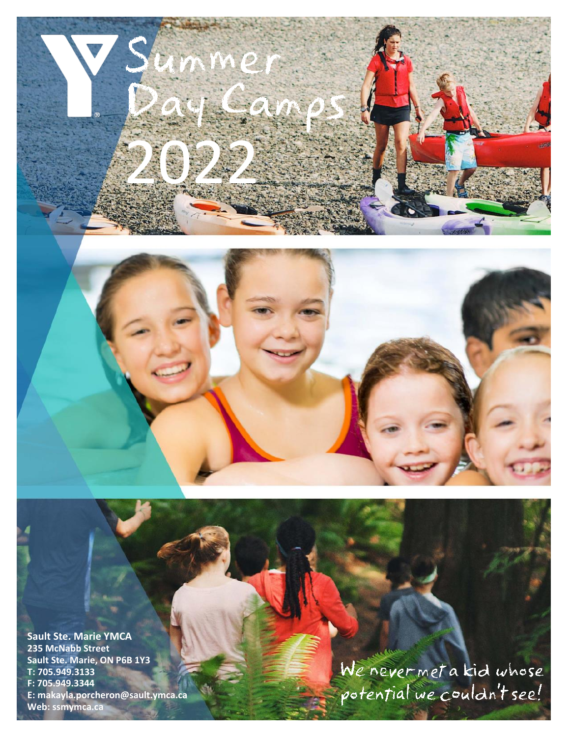# Summer Day Camps 2022

**Sault Ste. Marie YMCA**
**235 McNabb Street**
**Sault Ste. Marie, ON P6B 1Y3**
**T: 705.949.3133**
**F: 705.949.3344**
**E: makayla.porcheron@sault.ymca.ca**
**Web: ssmymca.ca**

We never met a kid whose potential we couldn't see!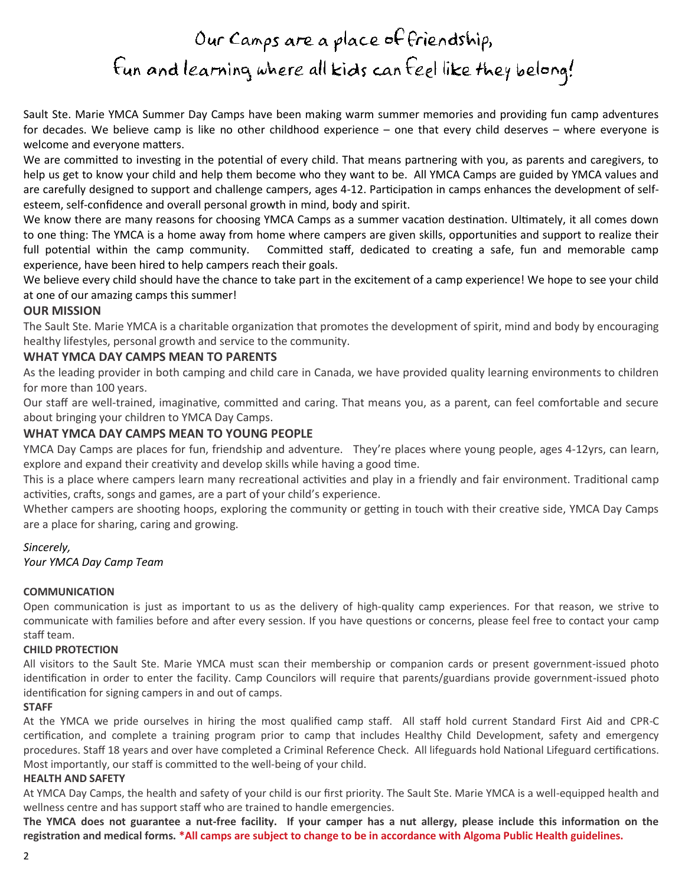# Our Camps are a place of friendship, fun and learning where all kids can feel like they belong!

Sault Ste. Marie YMCA Summer Day Camps have been making warm summer memories and providing fun camp adventures for decades. We believe camp is like no other childhood experience – one that every child deserves – where everyone is welcome and everyone matters.

We are committed to investing in the potential of every child. That means partnering with you, as parents and caregivers, to help us get to know your child and help them become who they want to be. All YMCA Camps are guided by YMCA values and are carefully designed to support and challenge campers, ages 4-12. Participation in camps enhances the development of self-esteem, self-confidence and overall personal growth in mind, body and spirit.

We know there are many reasons for choosing YMCA Camps as a summer vacation destination. Ultimately, it all comes down to one thing: The YMCA is a home away from home where campers are given skills, opportunities and support to realize their full potential within the camp community. Committed staff, dedicated to creating a safe, fun and memorable camp experience, have been hired to help campers reach their goals.

We believe every child should have the chance to take part in the excitement of a camp experience! We hope to see your child at one of our amazing camps this summer!

## OUR MISSION

The Sault Ste. Marie YMCA is a charitable organization that promotes the development of spirit, mind and body by encouraging healthy lifestyles, personal growth and service to the community.

## WHAT YMCA DAY CAMPS MEAN TO PARENTS

As the leading provider in both camping and child care in Canada, we have provided quality learning environments to children for more than 100 years.

Our staff are well-trained, imaginative, committed and caring. That means you, as a parent, can feel comfortable and secure about bringing your children to YMCA Day Camps.

## WHAT YMCA DAY CAMPS MEAN TO YOUNG PEOPLE

YMCA Day Camps are places for fun, friendship and adventure. They're places where young people, ages 4-12yrs, can learn, explore and expand their creativity and develop skills while having a good time.

This is a place where campers learn many recreational activities and play in a friendly and fair environment. Traditional camp activities, crafts, songs and games, are a part of your child's experience.

Whether campers are shooting hoops, exploring the community or getting in touch with their creative side, YMCA Day Camps are a place for sharing, caring and growing.

*Sincerely,*
*Your YMCA Day Camp Team*

### COMMUNICATION

Open communication is just as important to us as the delivery of high-quality camp experiences. For that reason, we strive to communicate with families before and after every session. If you have questions or concerns, please feel free to contact your camp staff team.

### CHILD PROTECTION

All visitors to the Sault Ste. Marie YMCA must scan their membership or companion cards or present government-issued photo identification in order to enter the facility. Camp Councilors will require that parents/guardians provide government-issued photo identification for signing campers in and out of camps.

### STAFF

At the YMCA we pride ourselves in hiring the most qualified camp staff. All staff hold current Standard First Aid and CPR-C certification, and complete a training program prior to camp that includes Healthy Child Development, safety and emergency procedures. Staff 18 years and over have completed a Criminal Reference Check. All lifeguards hold National Lifeguard certifications. Most importantly, our staff is committed to the well-being of your child.

### HEALTH AND SAFETY

At YMCA Day Camps, the health and safety of your child is our first priority. The Sault Ste. Marie YMCA is a well-equipped health and wellness centre and has support staff who are trained to handle emergencies.

**The YMCA does not guarantee a nut-free facility. If your camper has a nut allergy, please include this information on the registration and medical forms. *All camps are subject to change to be in accordance with Algoma Public Health guidelines.**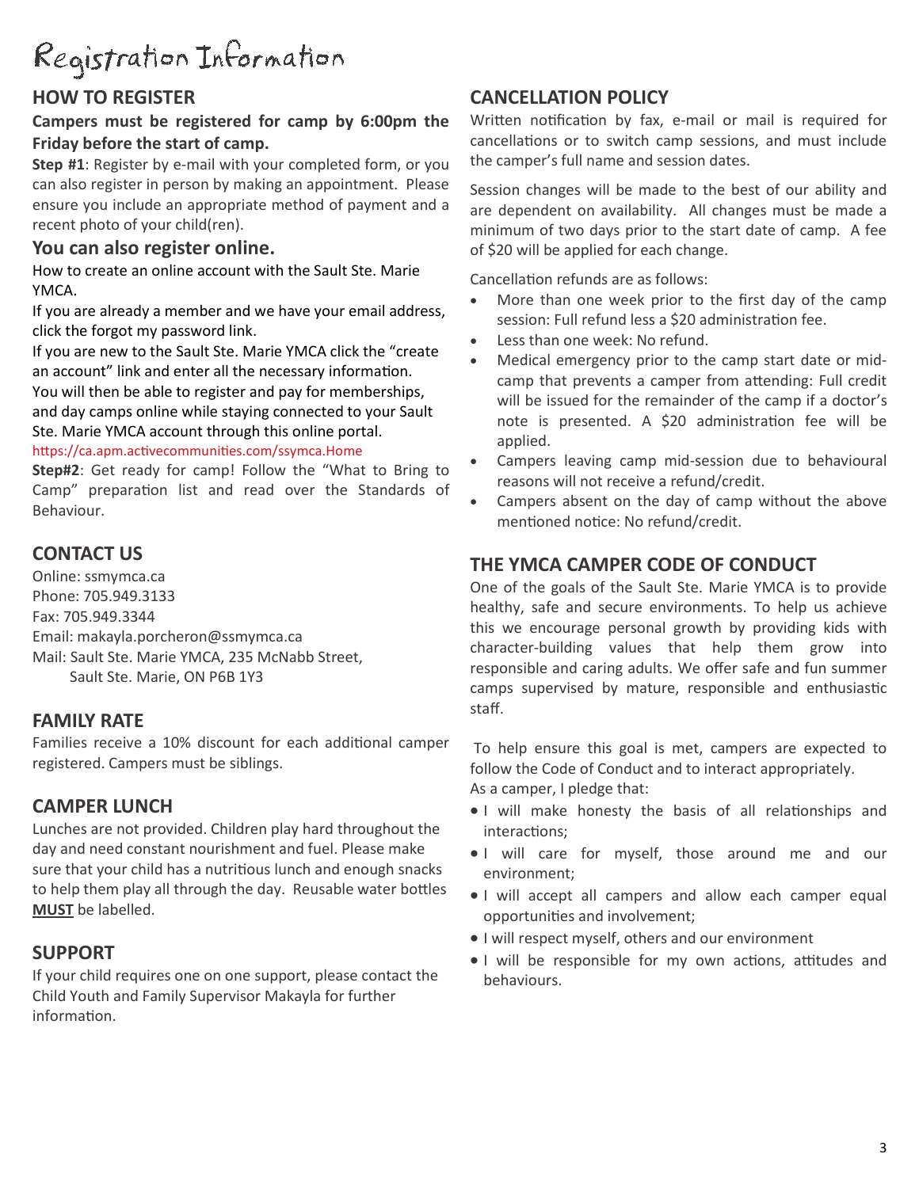# Registration Information

## HOW TO REGISTER

**Campers must be registered for camp by 6:00pm the Friday before the start of camp.**

**Step #1**: Register by e-mail with your completed form, or you can also register in person by making an appointment. Please ensure you include an appropriate method of payment and a recent photo of your child(ren).

### You can also register online.

How to create an online account with the Sault Ste. Marie YMCA.

If you are already a member and we have your email address, click the forgot my password link.

If you are new to the Sault Ste. Marie YMCA click the "create an account" link and enter all the necessary information.

You will then be able to register and pay for memberships, and day camps online while staying connected to your Sault Ste. Marie YMCA account through this online portal.

https://ca.apm.activecommunities.com/ssymca.Home

**Step#2**: Get ready for camp! Follow the "What to Bring to Camp" preparation list and read over the Standards of Behaviour.

## CONTACT US

Online: ssmymca.ca
Phone: 705.949.3133
Fax: 705.949.3344
Email: makayla.porcheron@ssmymca.ca
Mail: Sault Ste. Marie YMCA, 235 McNabb Street, Sault Ste. Marie, ON P6B 1Y3

## FAMILY RATE

Families receive a 10% discount for each additional camper registered. Campers must be siblings.

## CAMPER LUNCH

Lunches are not provided. Children play hard throughout the day and need constant nourishment and fuel. Please make sure that your child has a nutritious lunch and enough snacks to help them play all through the day. Reusable water bottles **MUST** be labelled.

## SUPPORT

If your child requires one on one support, please contact the Child Youth and Family Supervisor Makayla for further information.

## CANCELLATION POLICY

Written notification by fax, e-mail or mail is required for cancellations or to switch camp sessions, and must include the camper's full name and session dates.

Session changes will be made to the best of our ability and are dependent on availability. All changes must be made a minimum of two days prior to the start date of camp. A fee of $20 will be applied for each change.

Cancellation refunds are as follows:

- More than one week prior to the first day of the camp session: Full refund less a $20 administration fee.
- Less than one week: No refund.
- Medical emergency prior to the camp start date or mid-camp that prevents a camper from attending: Full credit will be issued for the remainder of the camp if a doctor's note is presented. A $20 administration fee will be applied.
- Campers leaving camp mid-session due to behavioural reasons will not receive a refund/credit.
- Campers absent on the day of camp without the above mentioned notice: No refund/credit.

## THE YMCA CAMPER CODE OF CONDUCT

One of the goals of the Sault Ste. Marie YMCA is to provide healthy, safe and secure environments. To help us achieve this we encourage personal growth by providing kids with character-building values that help them grow into responsible and caring adults. We offer safe and fun summer camps supervised by mature, responsible and enthusiastic staff.

To help ensure this goal is met, campers are expected to follow the Code of Conduct and to interact appropriately.

As a camper, I pledge that:

- I will make honesty the basis of all relationships and interactions;
- I will care for myself, those around me and our environment;
- I will accept all campers and allow each camper equal opportunities and involvement;
- I will respect myself, others and our environment
- I will be responsible for my own actions, attitudes and behaviours.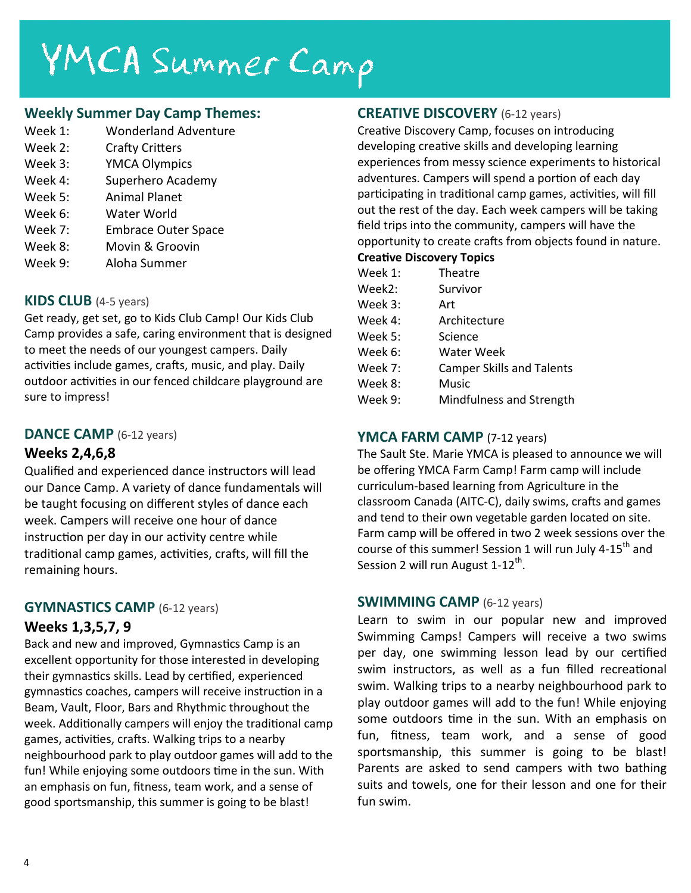# YMCA Summer Camp

## Weekly Summer Day Camp Themes:

| | |
|---|---|
| Week 1: | Wonderland Adventure |
| Week 2: | Crafty Critters |
| Week 3: | YMCA Olympics |
| Week 4: | Superhero Academy |
| Week 5: | Animal Planet |
| Week 6: | Water World |
| Week 7: | Embrace Outer Space |
| Week 8: | Movin & Groovin |
| Week 9: | Aloha Summer |

## KIDS CLUB (4-5 years)

Get ready, get set, go to Kids Club Camp! Our Kids Club Camp provides a safe, caring environment that is designed to meet the needs of our youngest campers. Daily activities include games, crafts, music, and play. Daily outdoor activities in our fenced childcare playground are sure to impress!

## DANCE CAMP (6-12 years)

### Weeks 2,4,6,8

Qualified and experienced dance instructors will lead our Dance Camp. A variety of dance fundamentals will be taught focusing on different styles of dance each week. Campers will receive one hour of dance instruction per day in our activity centre while traditional camp games, activities, crafts, will fill the remaining hours.

## GYMNASTICS CAMP (6-12 years)

### Weeks 1,3,5,7, 9

Back and new and improved, Gymnastics Camp is an excellent opportunity for those interested in developing their gymnastics skills. Lead by certified, experienced gymnastics coaches, campers will receive instruction in a Beam, Vault, Floor, Bars and Rhythmic throughout the week. Additionally campers will enjoy the traditional camp games, activities, crafts. Walking trips to a nearby neighbourhood park to play outdoor games will add to the fun! While enjoying some outdoors time in the sun. With an emphasis on fun, fitness, team work, and a sense of good sportsmanship, this summer is going to be blast!

## CREATIVE DISCOVERY (6-12 years)

Creative Discovery Camp, focuses on introducing developing creative skills and developing learning experiences from messy science experiments to historical adventures. Campers will spend a portion of each day participating in traditional camp games, activities, will fill out the rest of the day. Each week campers will be taking field trips into the community, campers will have the opportunity to create crafts from objects found in nature.

**Creative Discovery Topics**

| | |
|---|---|
| Week 1: | Theatre |
| Week2: | Survivor |
| Week 3: | Art |
| Week 4: | Architecture |
| Week 5: | Science |
| Week 6: | Water Week |
| Week 7: | Camper Skills and Talents |
| Week 8: | Music |
| Week 9: | Mindfulness and Strength |

## YMCA FARM CAMP (7-12 years)

The Sault Ste. Marie YMCA is pleased to announce we will be offering YMCA Farm Camp! Farm camp will include curriculum-based learning from Agriculture in the classroom Canada (AITC-C), daily swims, crafts and games and tend to their own vegetable garden located on site. Farm camp will be offered in two 2 week sessions over the course of this summer! Session 1 will run July 4-15th and Session 2 will run August 1-12th.

## SWIMMING CAMP (6-12 years)

Learn to swim in our popular new and improved Swimming Camps! Campers will receive a two swims per day, one swimming lesson lead by our certified swim instructors, as well as a fun filled recreational swim. Walking trips to a nearby neighbourhood park to play outdoor games will add to the fun! While enjoying some outdoors time in the sun. With an emphasis on fun, fitness, team work, and a sense of good sportsmanship, this summer is going to be blast! Parents are asked to send campers with two bathing suits and towels, one for their lesson and one for their fun swim.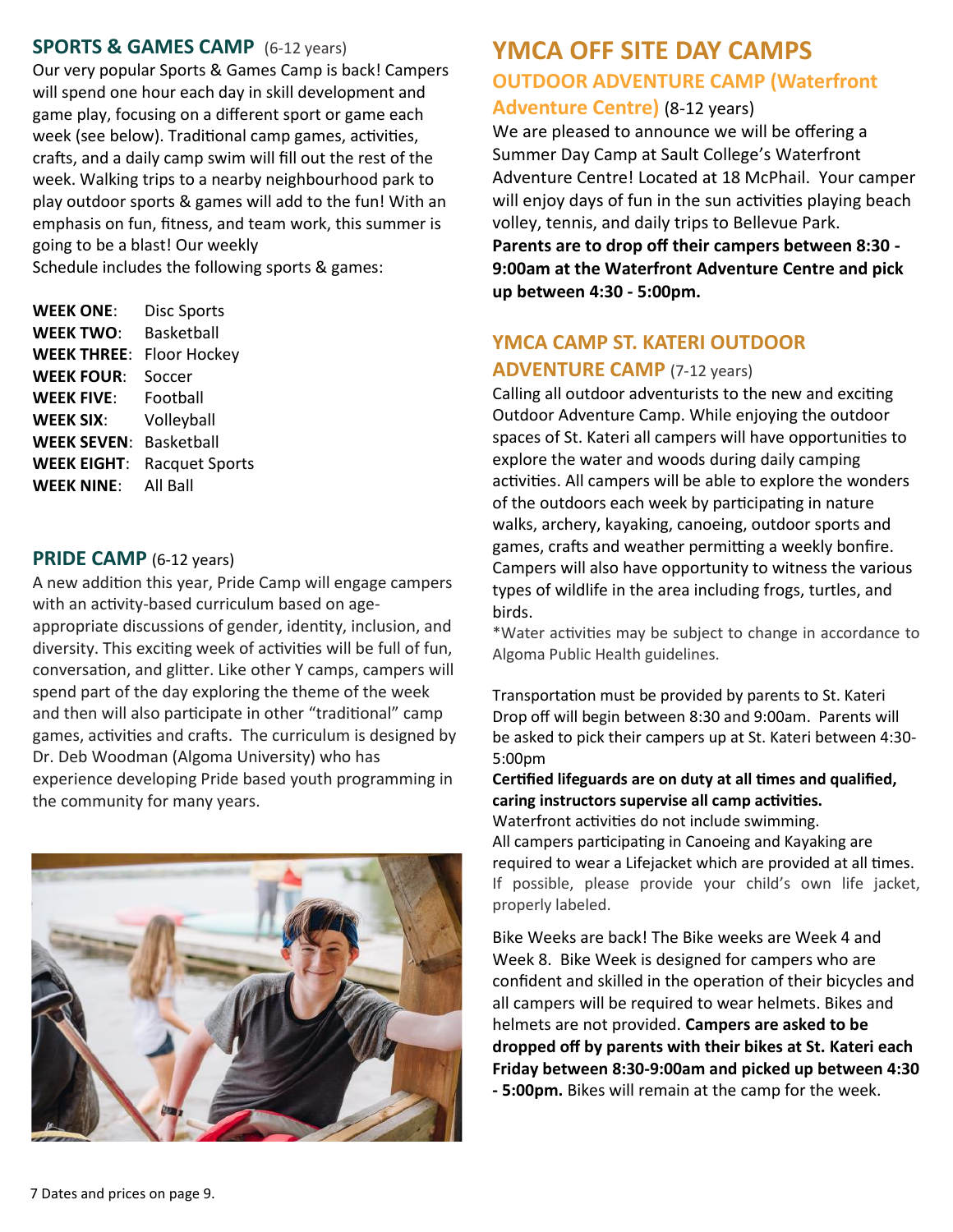## SPORTS & GAMES CAMP (6-12 years)

Our very popular Sports & Games Camp is back! Campers will spend one hour each day in skill development and game play, focusing on a different sport or game each week (see below). Traditional camp games, activities, crafts, and a daily camp swim will fill out the rest of the week. Walking trips to a nearby neighbourhood park to play outdoor sports & games will add to the fun! With an emphasis on fun, fitness, and team work, this summer is going to be a blast! Our weekly

Schedule includes the following sports & games:

**WEEK ONE**: Disc Sports
**WEEK TWO**: Basketball
**WEEK THREE**: Floor Hockey
**WEEK FOUR**: Soccer
**WEEK FIVE**: Football
**WEEK SIX**: Volleyball
**WEEK SEVEN**: Basketball
**WEEK EIGHT**: Racquet Sports
**WEEK NINE**: All Ball

## PRIDE CAMP (6-12 years)

A new addition this year, Pride Camp will engage campers with an activity-based curriculum based on age-appropriate discussions of gender, identity, inclusion, and diversity. This exciting week of activities will be full of fun, conversation, and glitter. Like other Y camps, campers will spend part of the day exploring the theme of the week and then will also participate in other "traditional" camp games, activities and crafts. The curriculum is designed by Dr. Deb Woodman (Algoma University) who has experience developing Pride based youth programming in the community for many years.

# YMCA OFF SITE DAY CAMPS

## OUTDOOR ADVENTURE CAMP (Waterfront Adventure Centre) (8-12 years)

We are pleased to announce we will be offering a Summer Day Camp at Sault College's Waterfront Adventure Centre! Located at 18 McPhail. Your camper will enjoy days of fun in the sun activities playing beach volley, tennis, and daily trips to Bellevue Park.

**Parents are to drop off their campers between 8:30 - 9:00am at the Waterfront Adventure Centre and pick up between 4:30 - 5:00pm.**

## YMCA CAMP ST. KATERI OUTDOOR ADVENTURE CAMP (7-12 years)

Calling all outdoor adventurists to the new and exciting Outdoor Adventure Camp. While enjoying the outdoor spaces of St. Kateri all campers will have opportunities to explore the water and woods during daily camping activities. All campers will be able to explore the wonders of the outdoors each week by participating in nature walks, archery, kayaking, canoeing, outdoor sports and games, crafts and weather permitting a weekly bonfire. Campers will also have opportunity to witness the various types of wildlife in the area including frogs, turtles, and birds.

*Water activities may be subject to change in accordance to Algoma Public Health guidelines.

Transportation must be provided by parents to St. Kateri Drop off will begin between 8:30 and 9:00am. Parents will be asked to pick their campers up at St. Kateri between 4:30-5:00pm

**Certified lifeguards are on duty at all times and qualified, caring instructors supervise all camp activities.**

Waterfront activities do not include swimming.

All campers participating in Canoeing and Kayaking are required to wear a Lifejacket which are provided at all times. If possible, please provide your child's own life jacket, properly labeled.

Bike Weeks are back! The Bike weeks are Week 4 and Week 8. Bike Week is designed for campers who are confident and skilled in the operation of their bicycles and all campers will be required to wear helmets. Bikes and helmets are not provided. **Campers are asked to be dropped off by parents with their bikes at St. Kateri each Friday between 8:30-9:00am and picked up between 4:30 - 5:00pm.** Bikes will remain at the camp for the week.

Dates and prices on page 9.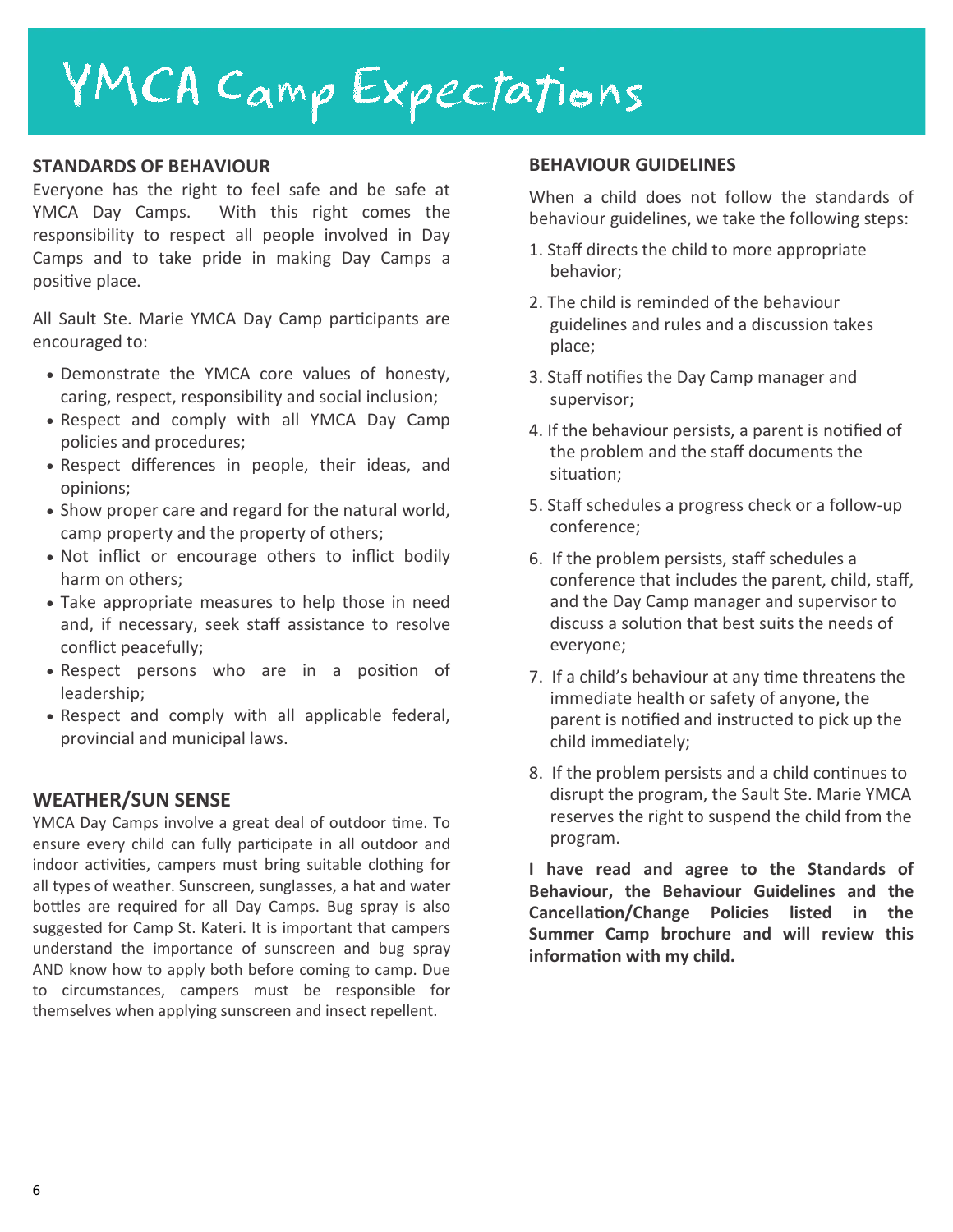# YMCA Camp Expectations

## STANDARDS OF BEHAVIOUR

Everyone has the right to feel safe and be safe at YMCA Day Camps. With this right comes the responsibility to respect all people involved in Day Camps and to take pride in making Day Camps a positive place.

All Sault Ste. Marie YMCA Day Camp participants are encouraged to:

- Demonstrate the YMCA core values of honesty, caring, respect, responsibility and social inclusion;
- Respect and comply with all YMCA Day Camp policies and procedures;
- Respect differences in people, their ideas, and opinions;
- Show proper care and regard for the natural world, camp property and the property of others;
- Not inflict or encourage others to inflict bodily harm on others;
- Take appropriate measures to help those in need and, if necessary, seek staff assistance to resolve conflict peacefully;
- Respect persons who are in a position of leadership;
- Respect and comply with all applicable federal, provincial and municipal laws.

## WEATHER/SUN SENSE

YMCA Day Camps involve a great deal of outdoor time. To ensure every child can fully participate in all outdoor and indoor activities, campers must bring suitable clothing for all types of weather. Sunscreen, sunglasses, a hat and water bottles are required for all Day Camps. Bug spray is also suggested for Camp St. Kateri. It is important that campers understand the importance of sunscreen and bug spray AND know how to apply both before coming to camp. Due to circumstances, campers must be responsible for themselves when applying sunscreen and insect repellent.

## BEHAVIOUR GUIDELINES

When a child does not follow the standards of behaviour guidelines, we take the following steps:

1. Staff directs the child to more appropriate behavior;
2. The child is reminded of the behaviour guidelines and rules and a discussion takes place;
3. Staff notifies the Day Camp manager and supervisor;
4. If the behaviour persists, a parent is notified of the problem and the staff documents the situation;
5. Staff schedules a progress check or a follow-up conference;
6. If the problem persists, staff schedules a conference that includes the parent, child, staff, and the Day Camp manager and supervisor to discuss a solution that best suits the needs of everyone;
7. If a child's behaviour at any time threatens the immediate health or safety of anyone, the parent is notified and instructed to pick up the child immediately;
8. If the problem persists and a child continues to disrupt the program, the Sault Ste. Marie YMCA reserves the right to suspend the child from the program.

**I have read and agree to the Standards of Behaviour, the Behaviour Guidelines and the Cancellation/Change Policies listed in the Summer Camp brochure and will review this information with my child.**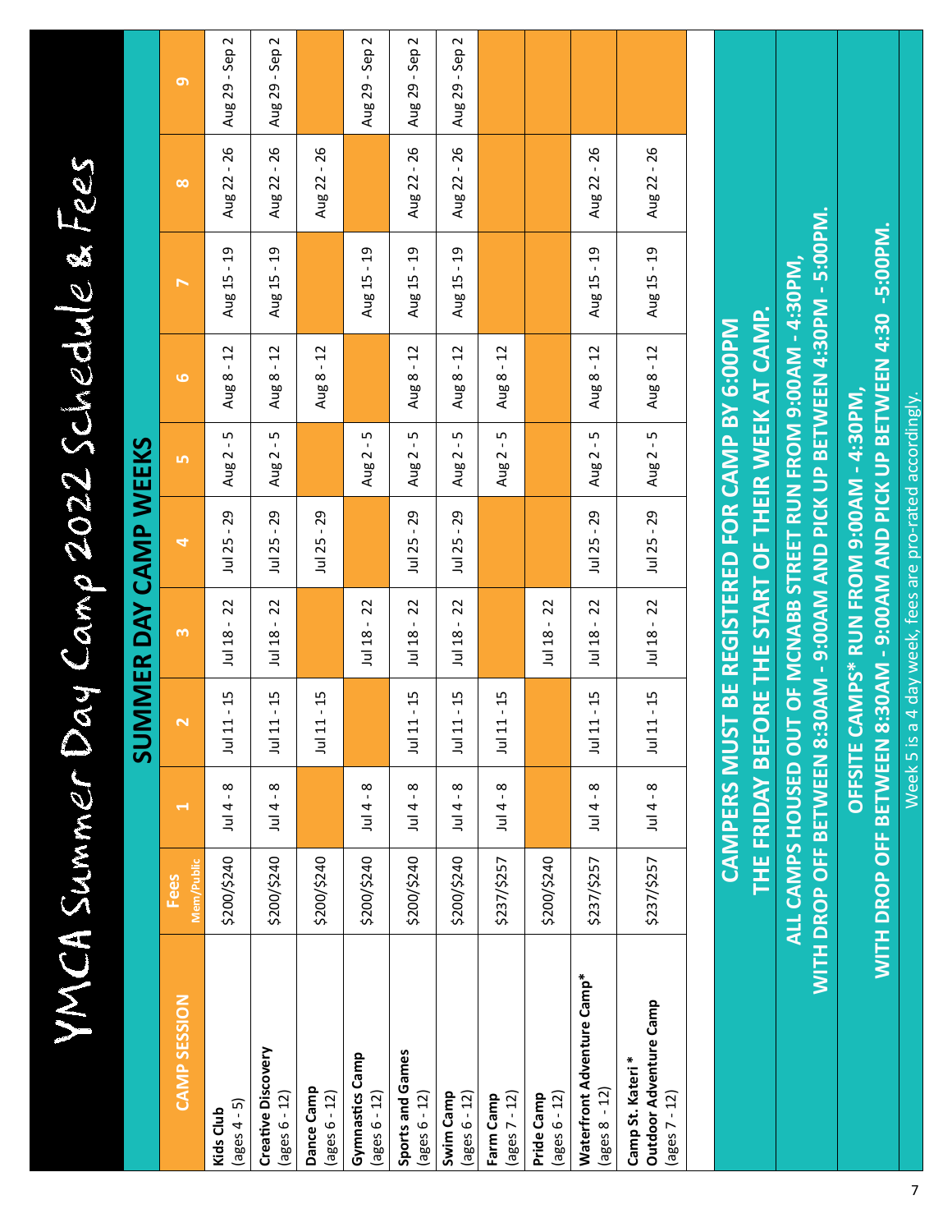# YMCA Summer Day Camp 2022 Schedule & Fees

## SUMMER DAY CAMP WEEKS

| CAMP SESSION | Fees Mem/Public | 1 | 2 | 3 | 4 | 5 | 6 | 7 | 8 | 9 |
|---|---|---|---|---|---|---|---|---|---|---|
| **Kids Club** (ages 4 - 5) | $200/$240 | Jul 4 - 8 | Jul 11 - 15 | Jul 18 - 22 | Jul 25 - 29 | Aug 2 - 5 | Aug 8 - 12 | Aug 15 - 19 | Aug 22 - 26 | Aug 29 - Sep 2 |
| **Creative Discovery** (ages 6 - 12) | $200/$240 | Jul 4 - 8 | Jul 11 - 15 | Jul 18 - 22 | Jul 25 - 29 | Aug 2 - 5 | Aug 8 - 12 | Aug 15 - 19 | Aug 22 - 26 | Aug 29 - Sep 2 |
| **Dance Camp** (ages 6 - 12) | $200/$240 | | Jul 11 - 15 | | Jul 25 - 29 | | Aug 8 - 12 | | Aug 22 - 26 | |
| **Gymnastics Camp** (ages 6 - 12) | $200/$240 | Jul 4 - 8 | | Jul 18 - 22 | | Aug 2 - 5 | | Aug 15 - 19 | | Aug 29 - Sep 2 |
| **Sports and Games** (ages 6 - 12) | $200/$240 | Jul 4 - 8 | Jul 11 - 15 | Jul 18 - 22 | Jul 25 - 29 | Aug 2 - 5 | Aug 8 - 12 | Aug 15 - 19 | Aug 22 - 26 | Aug 29 - Sep 2 |
| **Swim Camp** (ages 6 - 12) | $200/$240 | Jul 4 - 8 | Jul 11 - 15 | Jul 18 - 22 | Jul 25 - 29 | Aug 2 - 5 | Aug 8 - 12 | Aug 15 - 19 | Aug 22 - 26 | Aug 29 - Sep 2 |
| **Farm Camp** (ages 7 - 12) | $237/$257 | Jul 4 - 8 | Jul 11 - 15 | | | Aug 2 - 5 | Aug 8 - 12 | | | |
| **Pride Camp** (ages 6 - 12) | $200/$240 | | | Jul 18 - 22 | | | | | | |
| **Waterfront Adventure Camp*** (ages 8 - 12) | $237/$257 | Jul 4 - 8 | Jul 11 - 15 | Jul 18 - 22 | Jul 25 - 29 | Aug 2 - 5 | Aug 8 - 12 | Aug 15 - 19 | Aug 22 - 26 | |
| **Camp St. Kateri * Outdoor Adventure Camp** (ages 7 - 12) | $237/$257 | Jul 4 - 8 | Jul 11 - 15 | Jul 18 - 22 | Jul 25 - 29 | Aug 2 - 5 | Aug 8 - 12 | Aug 15 - 19 | Aug 22 - 26 | |

**CAMPERS MUST BE REGISTERED FOR CAMP BY 6:00PM THE FRIDAY BEFORE THE START OF THEIR WEEK AT CAMP.**

**ALL CAMPS HOUSED OUT OF MCNABB STREET RUN FROM 9:00AM - 4:30PM, WITH DROP OFF BETWEEN 8:30AM - 9:00AM AND PICK UP BETWEEN 4:30PM - 5:00PM.**

**OFFSITE CAMPS* RUN FROM 9:00AM - 4:30PM, WITH DROP OFF BETWEEN 8:30AM - 9:00AM AND PICK UP BETWEEN 4:30 -5:00PM.**

Week 5 is a 4 day week, fees are pro-rated accordingly.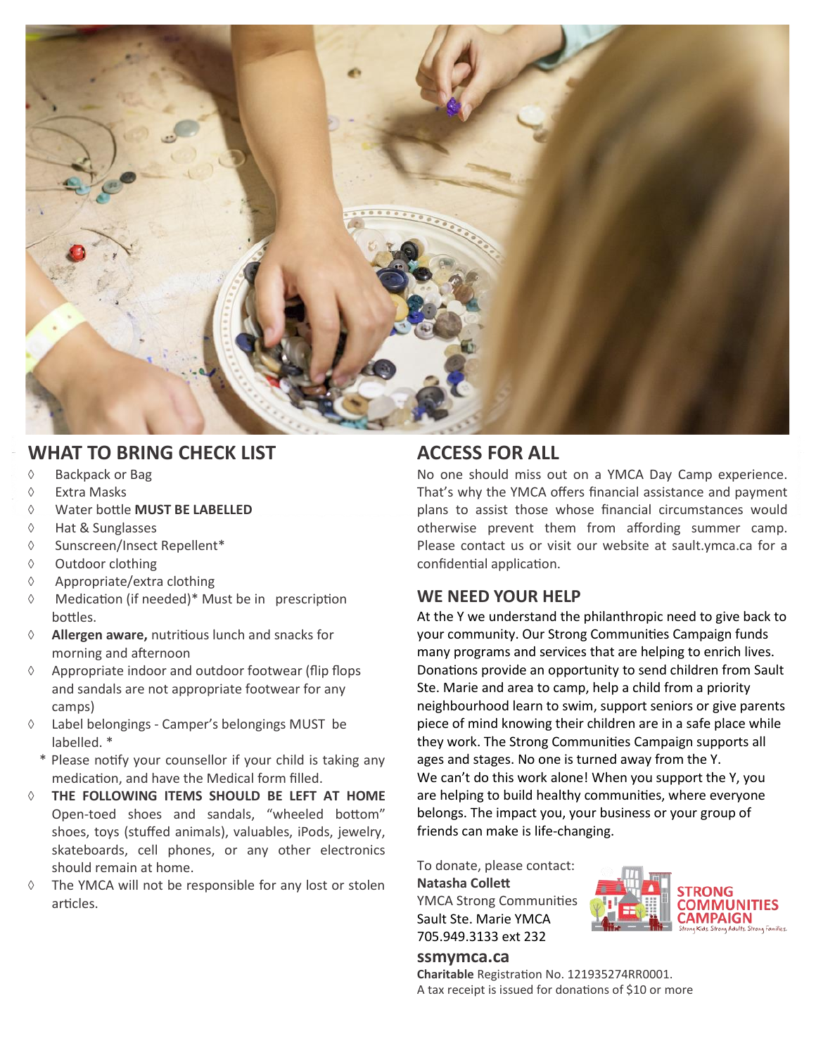## WHAT TO BRING CHECK LIST

- ◊ Backpack or Bag
- ◊ Extra Masks
- ◊ Water bottle **MUST BE LABELLED**
- ◊ Hat & Sunglasses
- ◊ Sunscreen/Insect Repellent*
- ◊ Outdoor clothing
- ◊ Appropriate/extra clothing
- ◊ Medication (if needed)* Must be in prescription bottles.
- ◊ **Allergen aware,** nutritious lunch and snacks for morning and afternoon
- ◊ Appropriate indoor and outdoor footwear (flip flops and sandals are not appropriate footwear for any camps)
- ◊ Label belongings - Camper's belongings MUST be labelled. *

  * Please notify your counsellor if your child is taking any medication, and have the Medical form filled.
- ◊ **THE FOLLOWING ITEMS SHOULD BE LEFT AT HOME** Open-toed shoes and sandals, "wheeled bottom" shoes, toys (stuffed animals), valuables, iPods, jewelry, skateboards, cell phones, or any other electronics should remain at home.
- ◊ The YMCA will not be responsible for any lost or stolen articles.

## ACCESS FOR ALL

No one should miss out on a YMCA Day Camp experience. That's why the YMCA offers financial assistance and payment plans to assist those whose financial circumstances would otherwise prevent them from affording summer camp. Please contact us or visit our website at sault.ymca.ca for a confidential application.

## WE NEED YOUR HELP

At the Y we understand the philanthropic need to give back to your community. Our Strong Communities Campaign funds many programs and services that are helping to enrich lives. Donations provide an opportunity to send children from Sault Ste. Marie and area to camp, help a child from a priority neighbourhood learn to swim, support seniors or give parents piece of mind knowing their children are in a safe place while they work. The Strong Communities Campaign supports all ages and stages. No one is turned away from the Y.

We can't do this work alone! When you support the Y, you are helping to build healthy communities, where everyone belongs. The impact you, your business or your group of friends can make is life-changing.

To donate, please contact:
**Natasha Collett**
YMCA Strong Communities
Sault Ste. Marie YMCA
705.949.3133 ext 232

STRONG COMMUNITIES CAMPAIGN
Strong Kids. Strong Adults. Strong Families.

**ssmymca.ca**

**Charitable** Registration No. 121935274RR0001.
A tax receipt is issued for donations of $10 or more